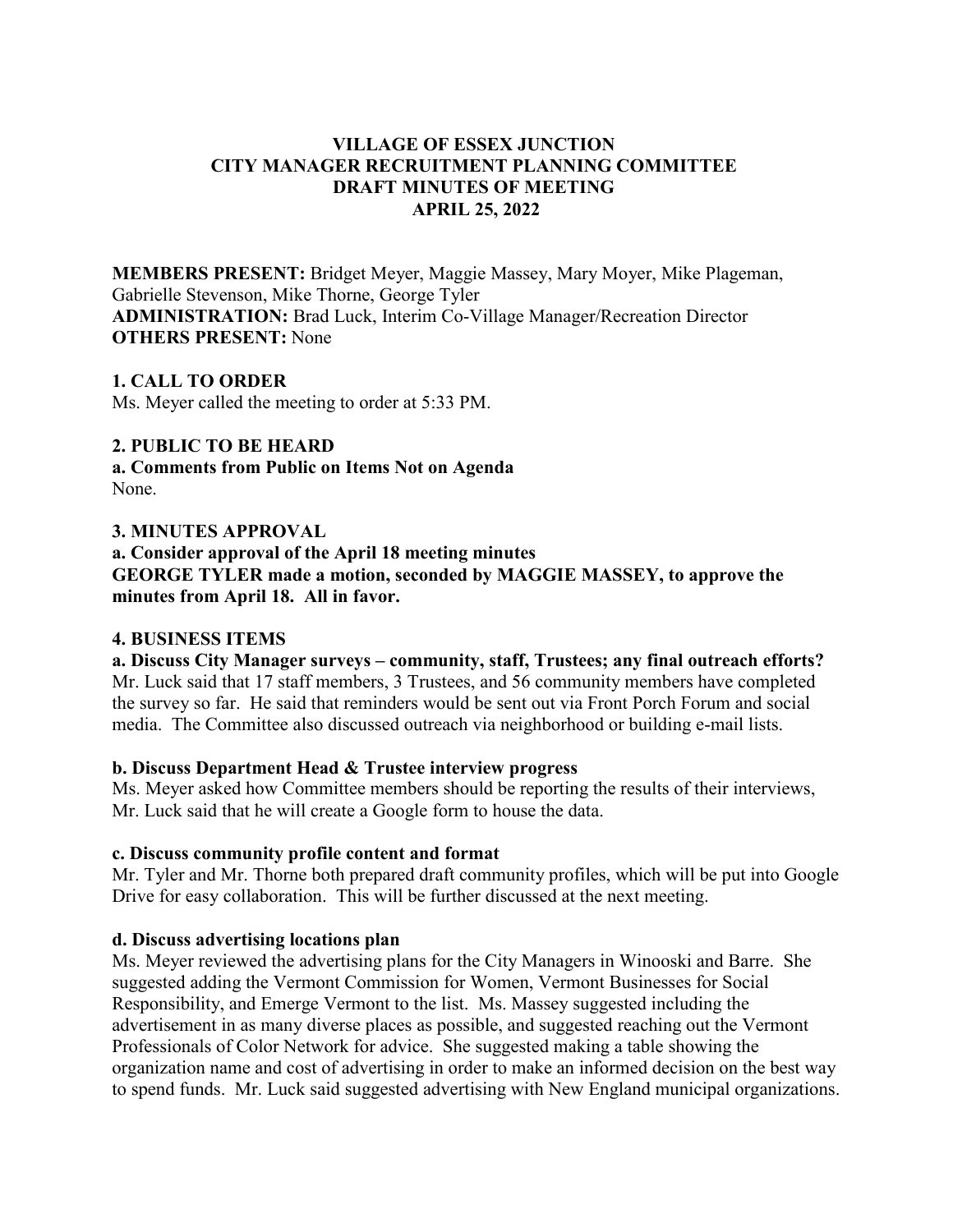# VILLAGE OF ESSEX JUNCTION
# CITY MANAGER RECRUITMENT PLANNING COMMITTEE
# DRAFT MINUTES OF MEETING
# APRIL 25, 2022

**MEMBERS PRESENT:** Bridget Meyer, Maggie Massey, Mary Moyer, Mike Plageman, Gabrielle Stevenson, Mike Thorne, George Tyler
**ADMINISTRATION:** Brad Luck, Interim Co-Village Manager/Recreation Director
**OTHERS PRESENT:** None

## 1. CALL TO ORDER

Ms. Meyer called the meeting to order at 5:33 PM.

## 2. PUBLIC TO BE HEARD

### a. Comments from Public on Items Not on Agenda

None.

## 3. MINUTES APPROVAL

### a. Consider approval of the April 18 meeting minutes

**GEORGE TYLER made a motion, seconded by MAGGIE MASSEY, to approve the minutes from April 18. All in favor.**

## 4. BUSINESS ITEMS

### a. Discuss City Manager surveys – community, staff, Trustees; any final outreach efforts?

Mr. Luck said that 17 staff members, 3 Trustees, and 56 community members have completed the survey so far. He said that reminders would be sent out via Front Porch Forum and social media. The Committee also discussed outreach via neighborhood or building e-mail lists.

### b. Discuss Department Head & Trustee interview progress

Ms. Meyer asked how Committee members should be reporting the results of their interviews, Mr. Luck said that he will create a Google form to house the data.

### c. Discuss community profile content and format

Mr. Tyler and Mr. Thorne both prepared draft community profiles, which will be put into Google Drive for easy collaboration. This will be further discussed at the next meeting.

### d. Discuss advertising locations plan

Ms. Meyer reviewed the advertising plans for the City Managers in Winooski and Barre. She suggested adding the Vermont Commission for Women, Vermont Businesses for Social Responsibility, and Emerge Vermont to the list. Ms. Massey suggested including the advertisement in as many diverse places as possible, and suggested reaching out the Vermont Professionals of Color Network for advice. She suggested making a table showing the organization name and cost of advertising in order to make an informed decision on the best way to spend funds. Mr. Luck said suggested advertising with New England municipal organizations.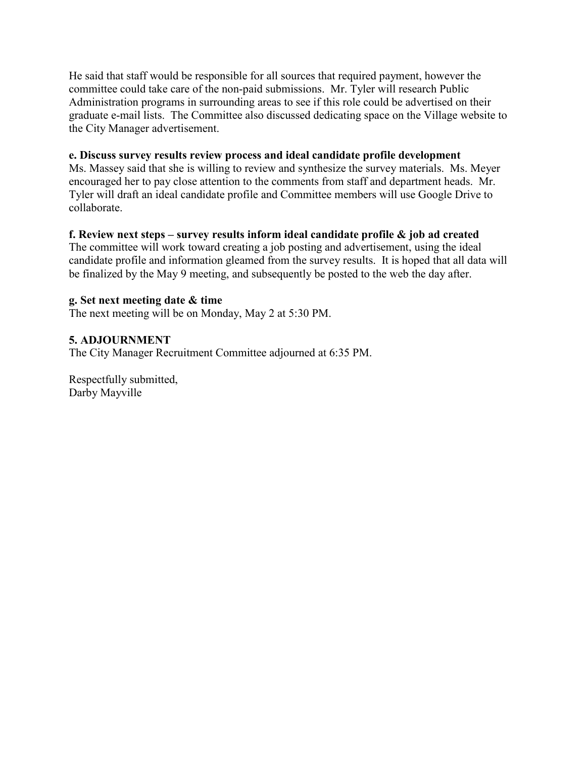He said that staff would be responsible for all sources that required payment, however the committee could take care of the non-paid submissions. Mr. Tyler will research Public Administration programs in surrounding areas to see if this role could be advertised on their graduate e-mail lists. The Committee also discussed dedicating space on the Village website to the City Manager advertisement.

**e. Discuss survey results review process and ideal candidate profile development**
Ms. Massey said that she is willing to review and synthesize the survey materials. Ms. Meyer encouraged her to pay close attention to the comments from staff and department heads. Mr. Tyler will draft an ideal candidate profile and Committee members will use Google Drive to collaborate.

**f. Review next steps – survey results inform ideal candidate profile & job ad created**
The committee will work toward creating a job posting and advertisement, using the ideal candidate profile and information gleamed from the survey results. It is hoped that all data will be finalized by the May 9 meeting, and subsequently be posted to the web the day after.

**g. Set next meeting date & time**
The next meeting will be on Monday, May 2 at 5:30 PM.

**5. ADJOURNMENT**
The City Manager Recruitment Committee adjourned at 6:35 PM.

Respectfully submitted,
Darby Mayville